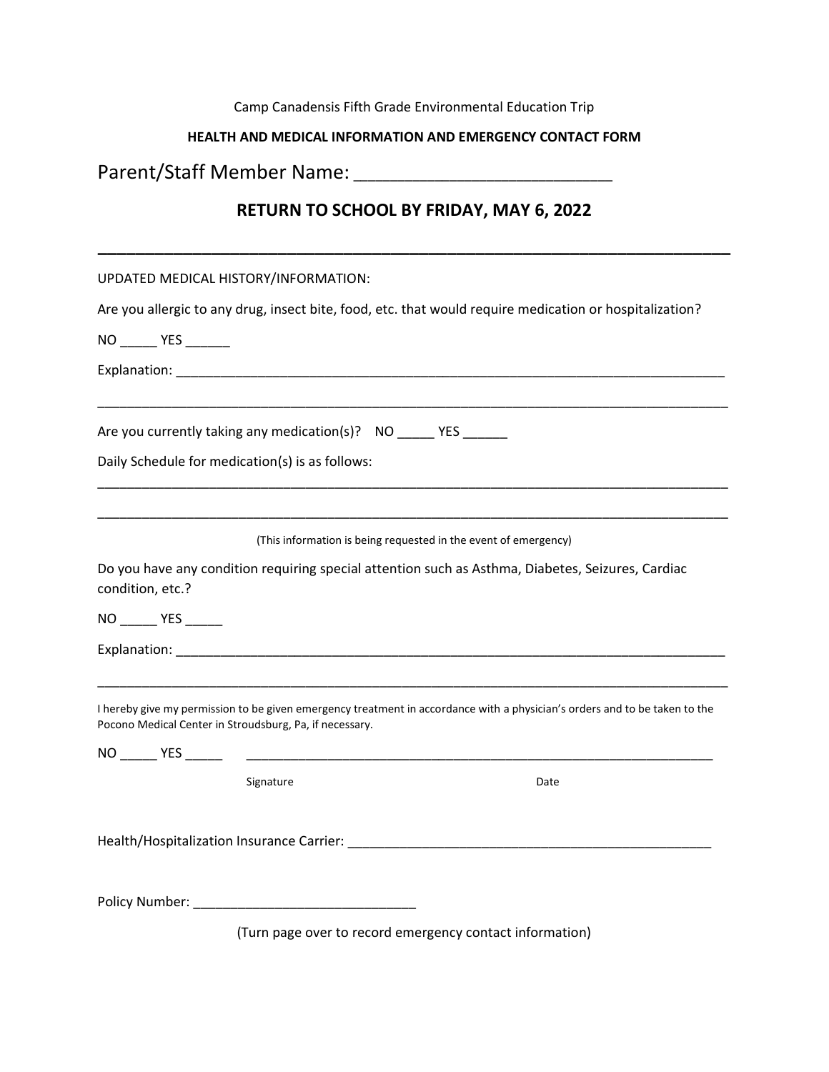Camp Canadensis Fifth Grade Environmental Education Trip

**HEALTH AND MEDICAL INFORMATION AND EMERGENCY CONTACT FORM**

Parent/Staff Member Name: ___________________________

## RETURN TO SCHOOL BY FRIDAY, MAY 6, 2022

---

UPDATED MEDICAL HISTORY/INFORMATION:

Are you allergic to any drug, insect bite, food, etc. that would require medication or hospitalization?

NO _____ YES ______

Explanation: ______________________________________________________________________________

______________________________________________________________________________________

Are you currently taking any medication(s)? NO _____ YES ______

Daily Schedule for medication(s) is as follows:

______________________________________________________________________________________

______________________________________________________________________________________

(This information is being requested in the event of emergency)

Do you have any condition requiring special attention such as Asthma, Diabetes, Seizures, Cardiac condition, etc.?

NO _____ YES _____

Explanation: ______________________________________________________________________________

______________________________________________________________________________________

I hereby give my permission to be given emergency treatment in accordance with a physician's orders and to be taken to the Pocono Medical Center in Stroudsburg, Pa, if necessary.

NO _____ YES _____ ________________________________________________________________

Signature Date

Health/Hospitalization Insurance Carrier: ___________________________________________________

Policy Number: ______________________________

(Turn page over to record emergency contact information)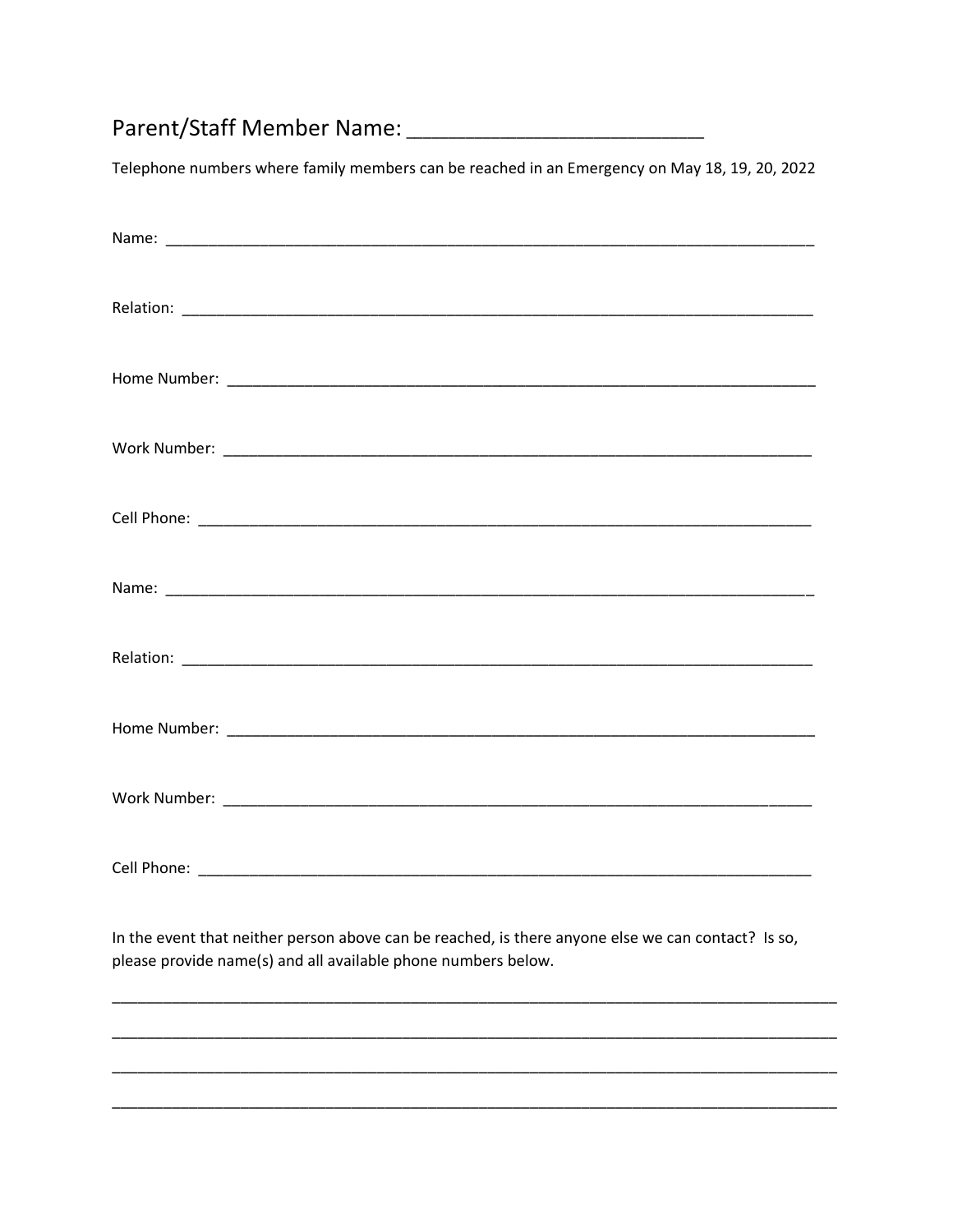## Parent/Staff Member Name: ___________________________

Telephone numbers where family members can be reached in an Emergency on May 18, 19, 20, 2022

Name: ________________________________________________________________________________

Relation: ______________________________________________________________________________

Home Number: __________________________________________________________________________

Work Number: __________________________________________________________________________

Cell Phone: ____________________________________________________________________________

Name: ________________________________________________________________________________

Relation: ______________________________________________________________________________

Home Number: __________________________________________________________________________

Work Number: __________________________________________________________________________

Cell Phone: ____________________________________________________________________________

In the event that neither person above can be reached, is there anyone else we can contact? Is so, please provide name(s) and all available phone numbers below.

___________________________________________________________________________________________

___________________________________________________________________________________________

___________________________________________________________________________________________

___________________________________________________________________________________________